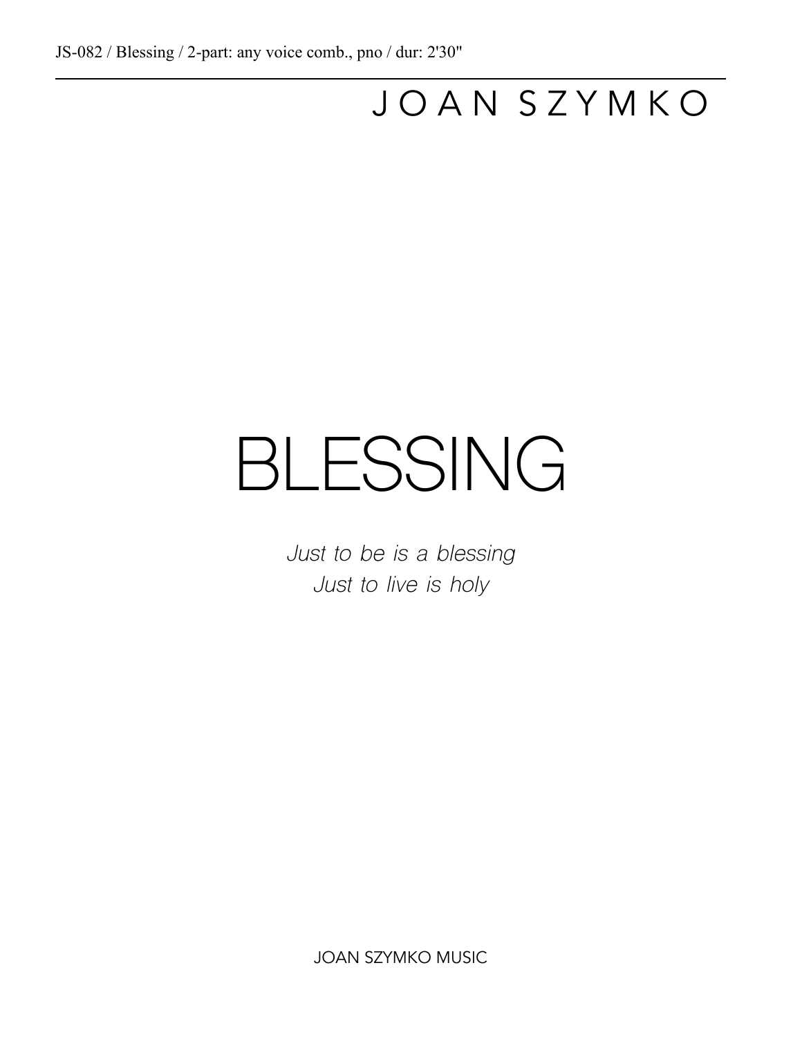JS-082 / Blessing / 2-part: any voice comb., pno / dur: 2'30"

JOAN SZYMKO

# BLESSING

*Just to be is a blessing*
*Just to live is holy*

JOAN SZYMKO MUSIC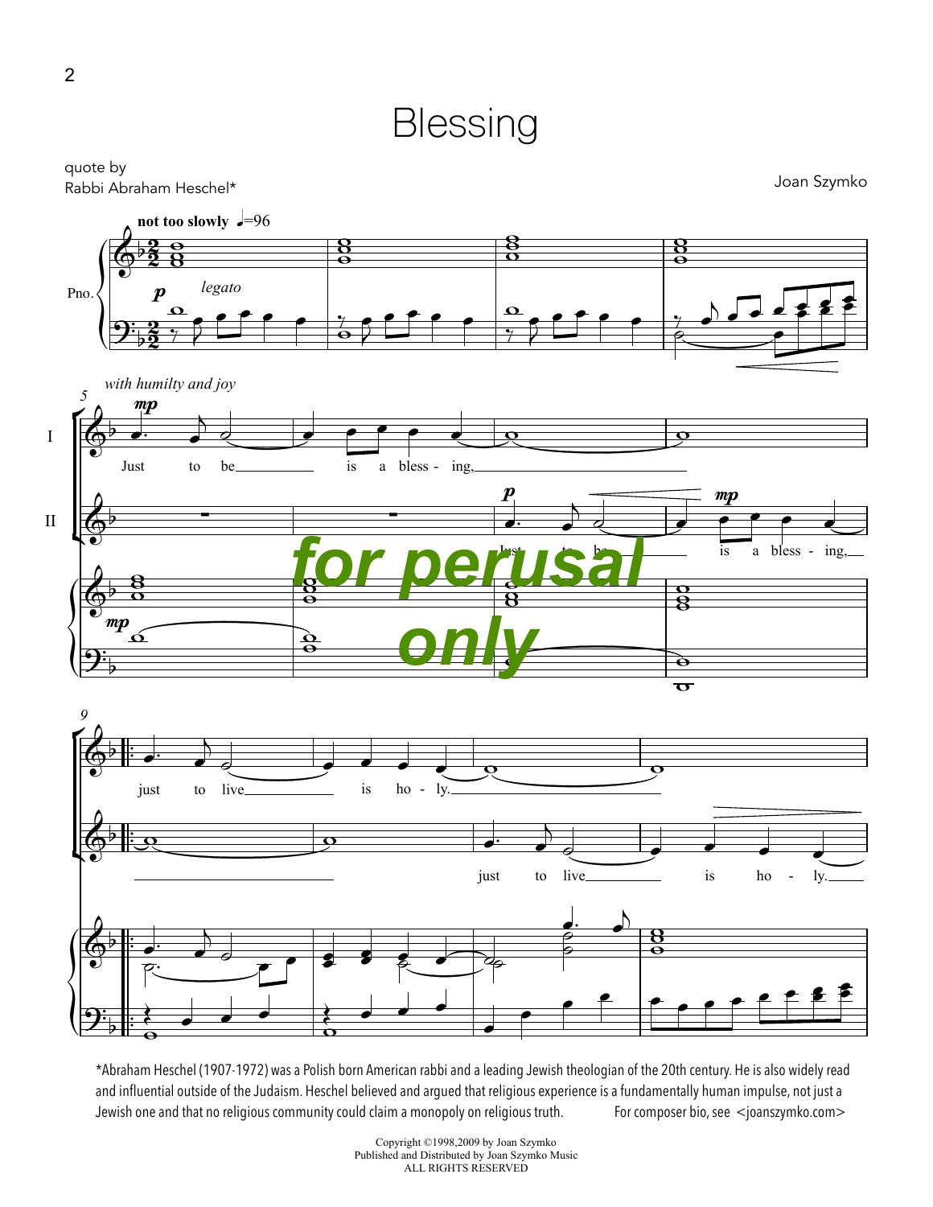# Blessing

quote by
Rabbi Abraham Heschel*

Joan Szymko

*Abraham Heschel (1907-1972) was a Polish born American rabbi and a leading Jewish theologian of the 20th century. He is also widely read and influential outside of the Judaism. Heschel believed and argued that religious experience is a fundamentally human impulse, not just a Jewish one and that no religious community could claim a monopoly on religious truth. For composer bio, see <joanszymko.com>

Copyright ©1998,2009 by Joan Szymko
Published and Distributed by Joan Szymko Music
ALL RIGHTS RESERVED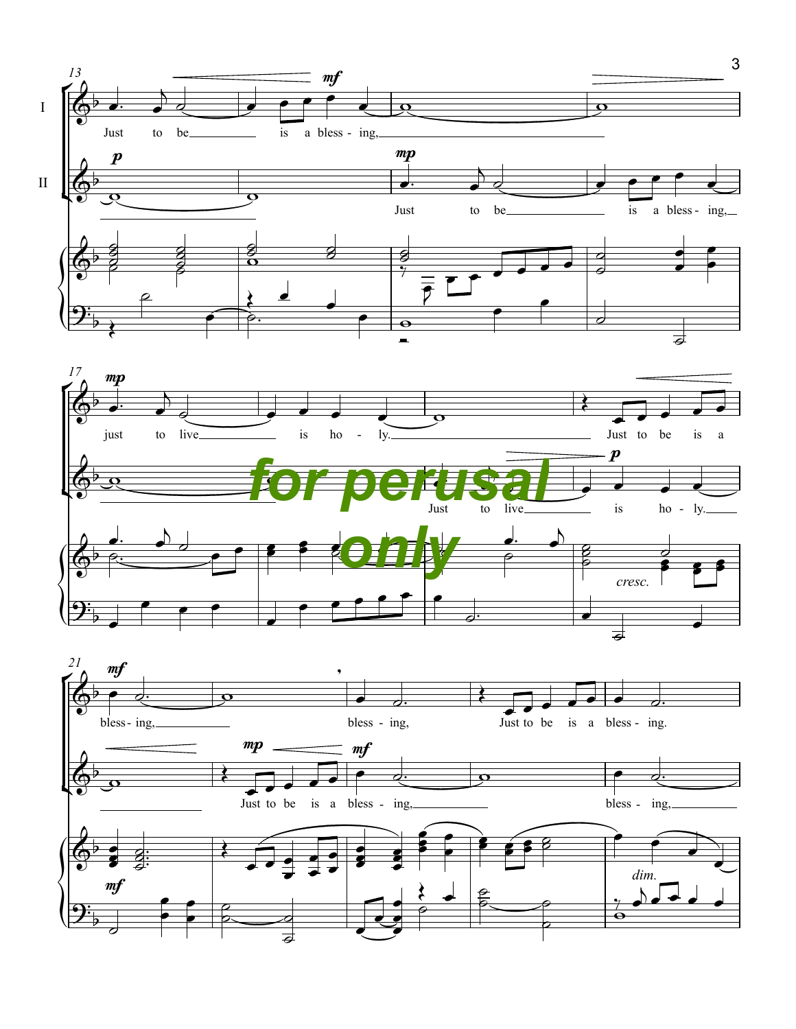I

Just to be is a bless - ing, just to live is ho - ly. Just to be is a bless - ing, bless - ing, Just to be is a bless - ing.

II

Just to be is a bless - ing, Just to live is ho - ly. Just to be is a bless - ing, bless - ing,

for perusal only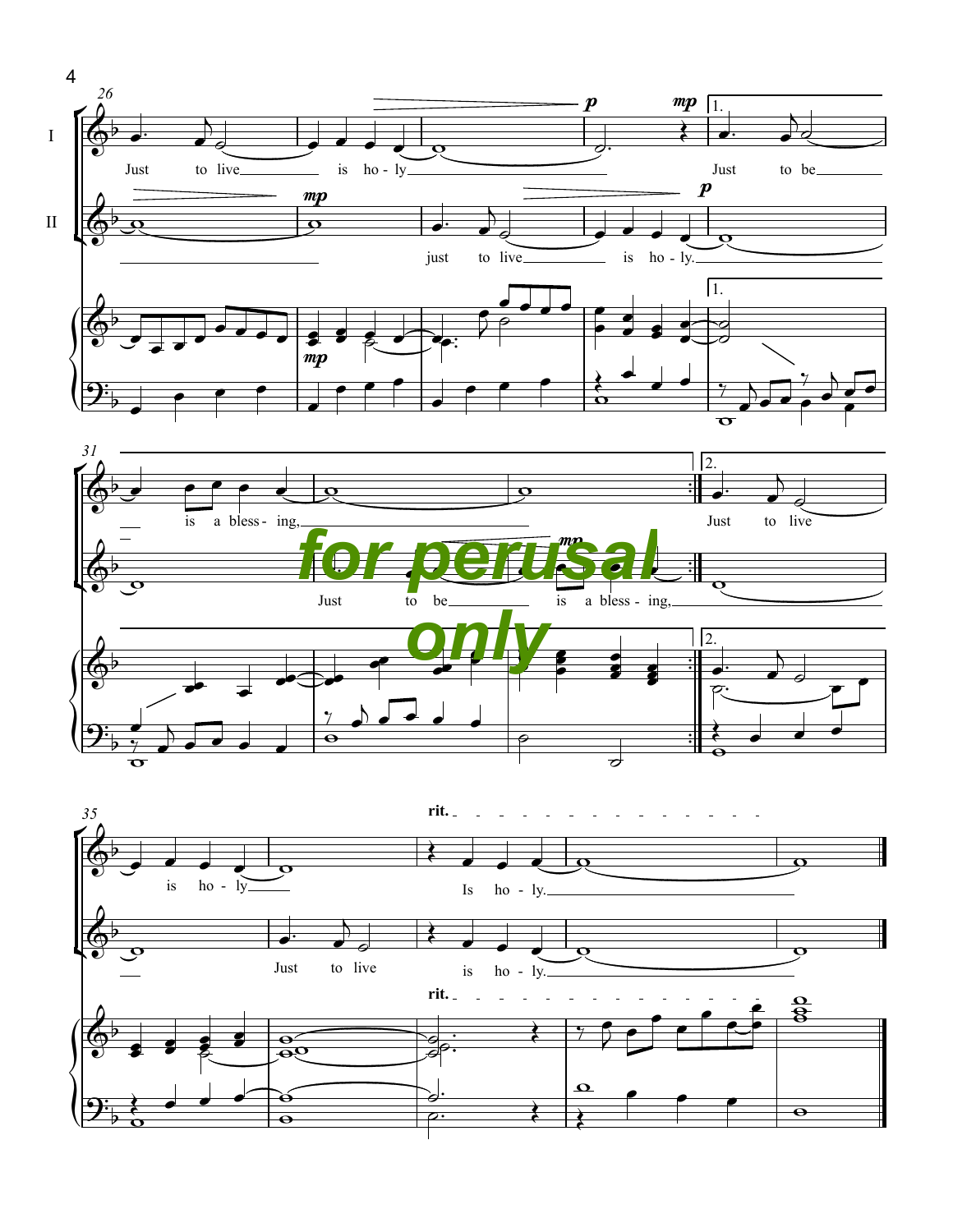for perusal only